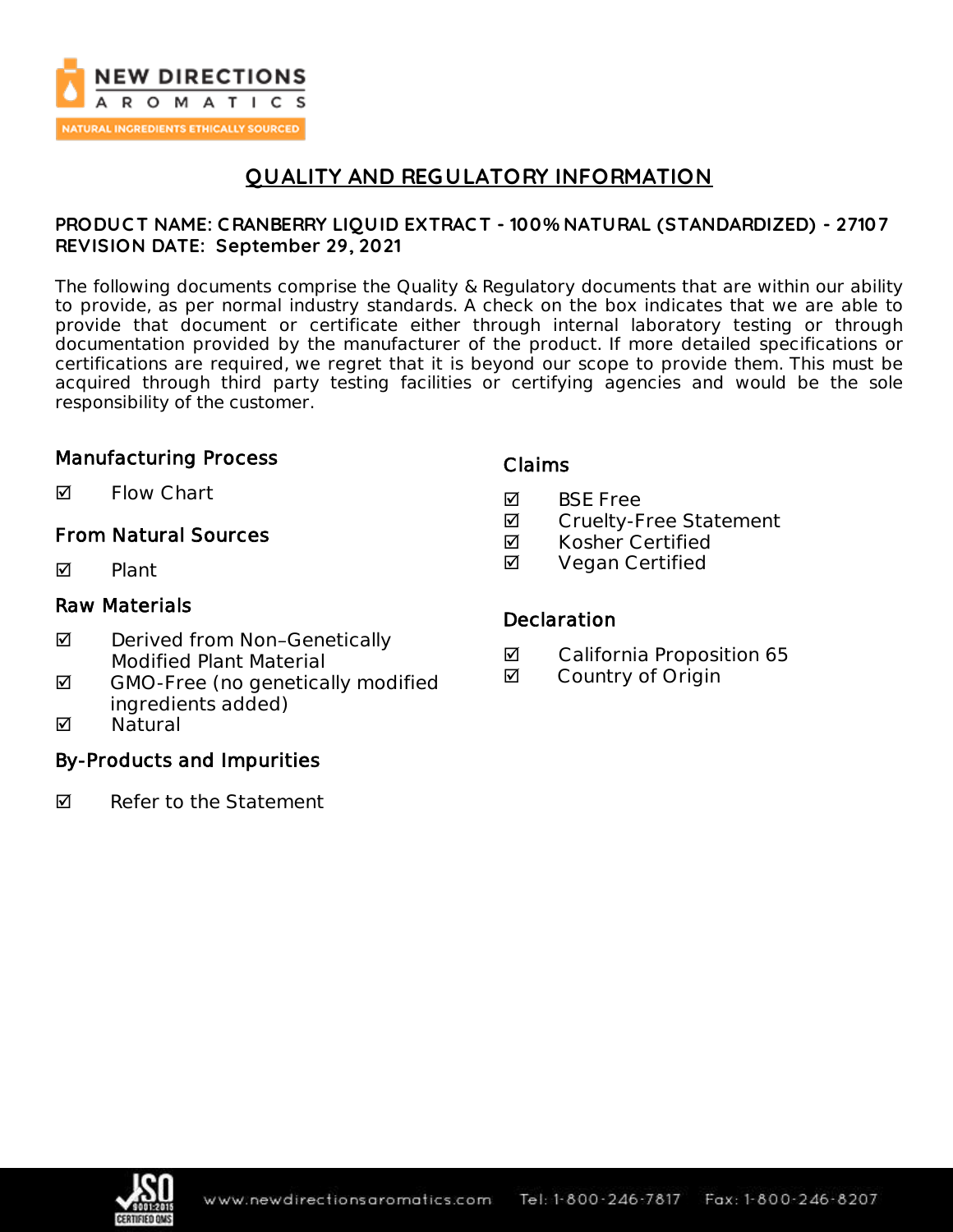# QUALITY AND REGULATORY INFORMATION

**PRODUCT NAME: CRANBERRY LIQUID EXTRACT - 100% NATURAL (STANDARDIZED) - 27107**
**REVISION DATE: September 29, 2021**

The following documents comprise the Quality & Regulatory documents that are within our ability to provide, as per normal industry standards. A check on the box indicates that we are able to provide that document or certificate either through internal laboratory testing or through documentation provided by the manufacturer of the product. If more detailed specifications or certifications are required, we regret that it is beyond our scope to provide them. This must be acquired through third party testing facilities or certifying agencies and would be the sole responsibility of the customer.

## Manufacturing Process

- ☑ Flow Chart

## From Natural Sources

- ☑ Plant

## Raw Materials

- ☑ Derived from Non–Genetically Modified Plant Material
- ☑ GMO-Free (no genetically modified ingredients added)
- ☑ Natural

## By-Products and Impurities

- ☑ Refer to the Statement

## Claims

- ☑ BSE Free
- ☑ Cruelty-Free Statement
- ☑ Kosher Certified
- ☑ Vegan Certified

## Declaration

- ☑ California Proposition 65
- ☑ Country of Origin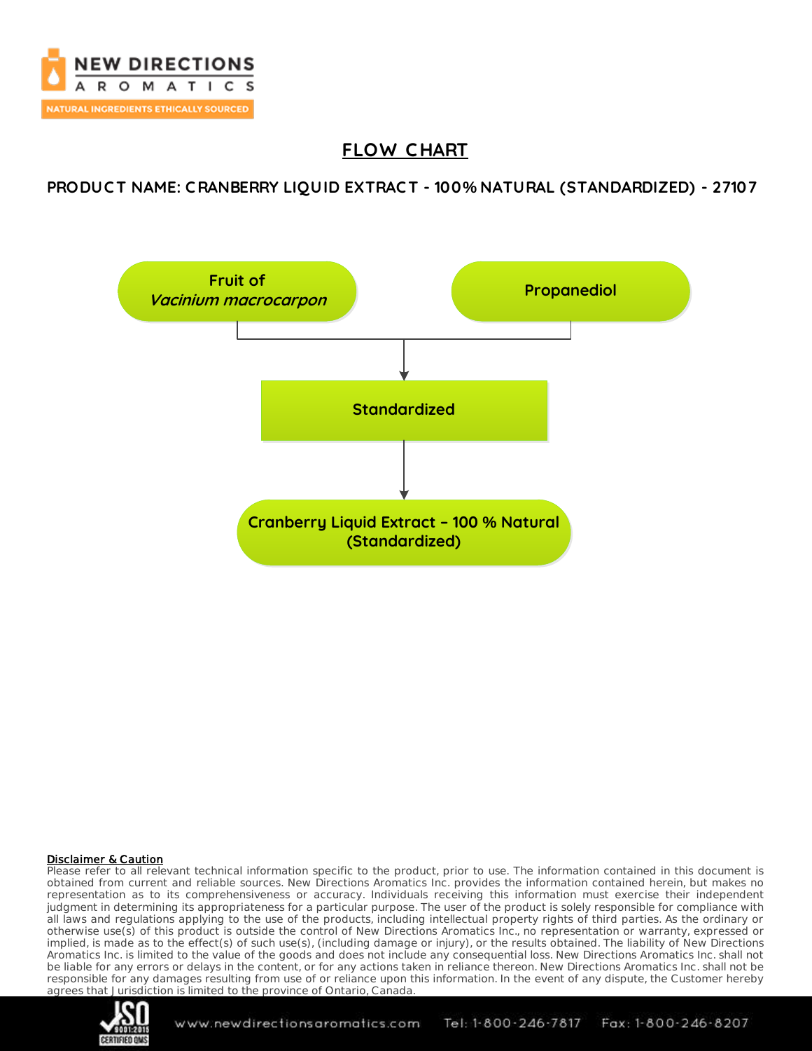## FLOW CHART

**PRODUCT NAME: CRANBERRY LIQUID EXTRACT - 100% NATURAL (STANDARDIZED) - 27107**

Fruit of *Vacinium macrocarpon*

Propanediol

Standardized

Cranberry Liquid Extract – 100 % Natural (Standardized)

**Disclaimer & Caution**

Please refer to all relevant technical information specific to the product, prior to use. The information contained in this document is obtained from current and reliable sources. New Directions Aromatics Inc. provides the information contained herein, but makes no representation as to its comprehensiveness or accuracy. Individuals receiving this information must exercise their independent judgment in determining its appropriateness for a particular purpose. The user of the product is solely responsible for compliance with all laws and regulations applying to the use of the products, including intellectual property rights of third parties. As the ordinary or otherwise use(s) of this product is outside the control of New Directions Aromatics Inc., no representation or warranty, expressed or implied, is made as to the effect(s) of such use(s), (including damage or injury), or the results obtained. The liability of New Directions Aromatics Inc. is limited to the value of the goods and does not include any consequential loss. New Directions Aromatics Inc. shall not be liable for any errors or delays in the content, or for any actions taken in reliance thereon. New Directions Aromatics Inc. shall not be responsible for any damages resulting from use of or reliance upon this information. In the event of any dispute, the Customer hereby agrees that Jurisdiction is limited to the province of Ontario, Canada.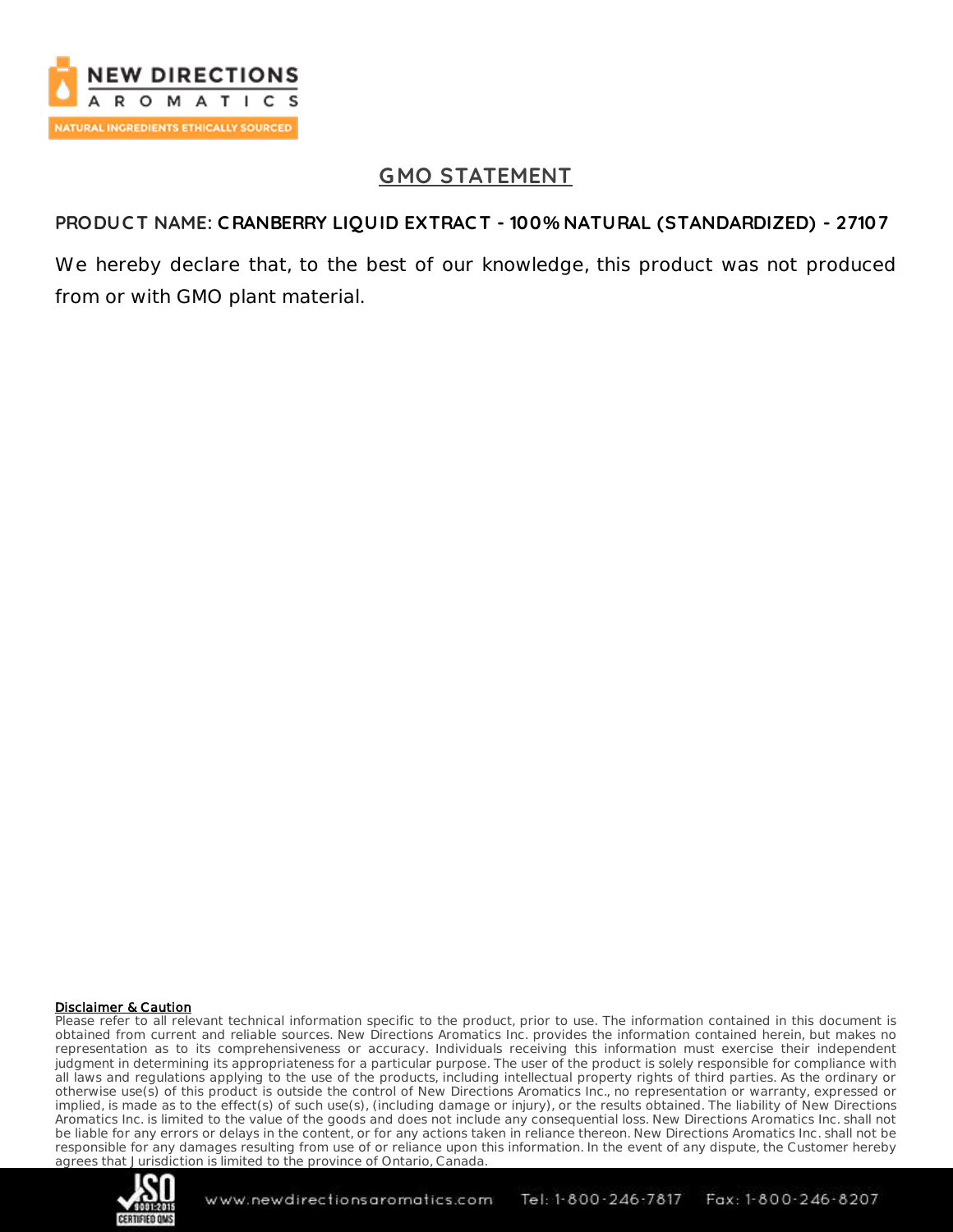## GMO STATEMENT

**PRODUCT NAME: CRANBERRY LIQUID EXTRACT - 100% NATURAL (STANDARDIZED) - 27107**

We hereby declare that, to the best of our knowledge, this product was not produced from or with GMO plant material.

**Disclaimer & Caution**

Please refer to all relevant technical information specific to the product, prior to use. The information contained in this document is obtained from current and reliable sources. New Directions Aromatics Inc. provides the information contained herein, but makes no representation as to its comprehensiveness or accuracy. Individuals receiving this information must exercise their independent judgment in determining its appropriateness for a particular purpose. The user of the product is solely responsible for compliance with all laws and regulations applying to the use of the products, including intellectual property rights of third parties. As the ordinary or otherwise use(s) of this product is outside the control of New Directions Aromatics Inc., no representation or warranty, expressed or implied, is made as to the effect(s) of such use(s), (including damage or injury), or the results obtained. The liability of New Directions Aromatics Inc. is limited to the value of the goods and does not include any consequential loss. New Directions Aromatics Inc. shall not be liable for any errors or delays in the content, or for any actions taken in reliance thereon. New Directions Aromatics Inc. shall not be responsible for any damages resulting from use of or reliance upon this information. In the event of any dispute, the Customer hereby agrees that Jurisdiction is limited to the province of Ontario, Canada.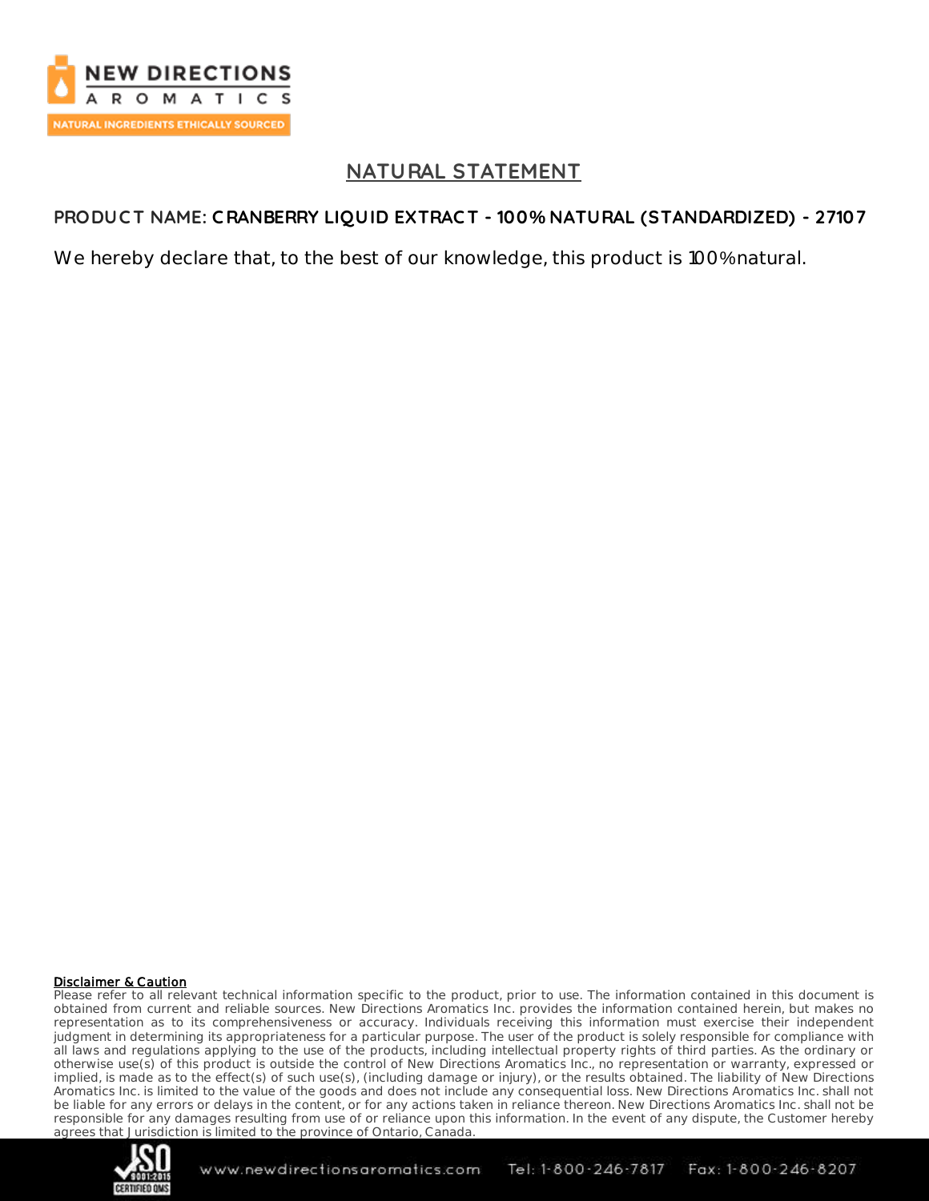# NATURAL STATEMENT

**PRODUCT NAME: CRANBERRY LIQUID EXTRACT - 100% NATURAL (STANDARDIZED) - 27107**

We hereby declare that, to the best of our knowledge, this product is 100% natural.

**Disclaimer & Caution**

Please refer to all relevant technical information specific to the product, prior to use. The information contained in this document is obtained from current and reliable sources. New Directions Aromatics Inc. provides the information contained herein, but makes no representation as to its comprehensiveness or accuracy. Individuals receiving this information must exercise their independent judgment in determining its appropriateness for a particular purpose. The user of the product is solely responsible for compliance with all laws and regulations applying to the use of the products, including intellectual property rights of third parties. As the ordinary or otherwise use(s) of this product is outside the control of New Directions Aromatics Inc., no representation or warranty, expressed or implied, is made as to the effect(s) of such use(s), (including damage or injury), or the results obtained. The liability of New Directions Aromatics Inc. is limited to the value of the goods and does not include any consequential loss. New Directions Aromatics Inc. shall not be liable for any errors or delays in the content, or for any actions taken in reliance thereon. New Directions Aromatics Inc. shall not be responsible for any damages resulting from use of or reliance upon this information. In the event of any dispute, the Customer hereby agrees that Jurisdiction is limited to the province of Ontario, Canada.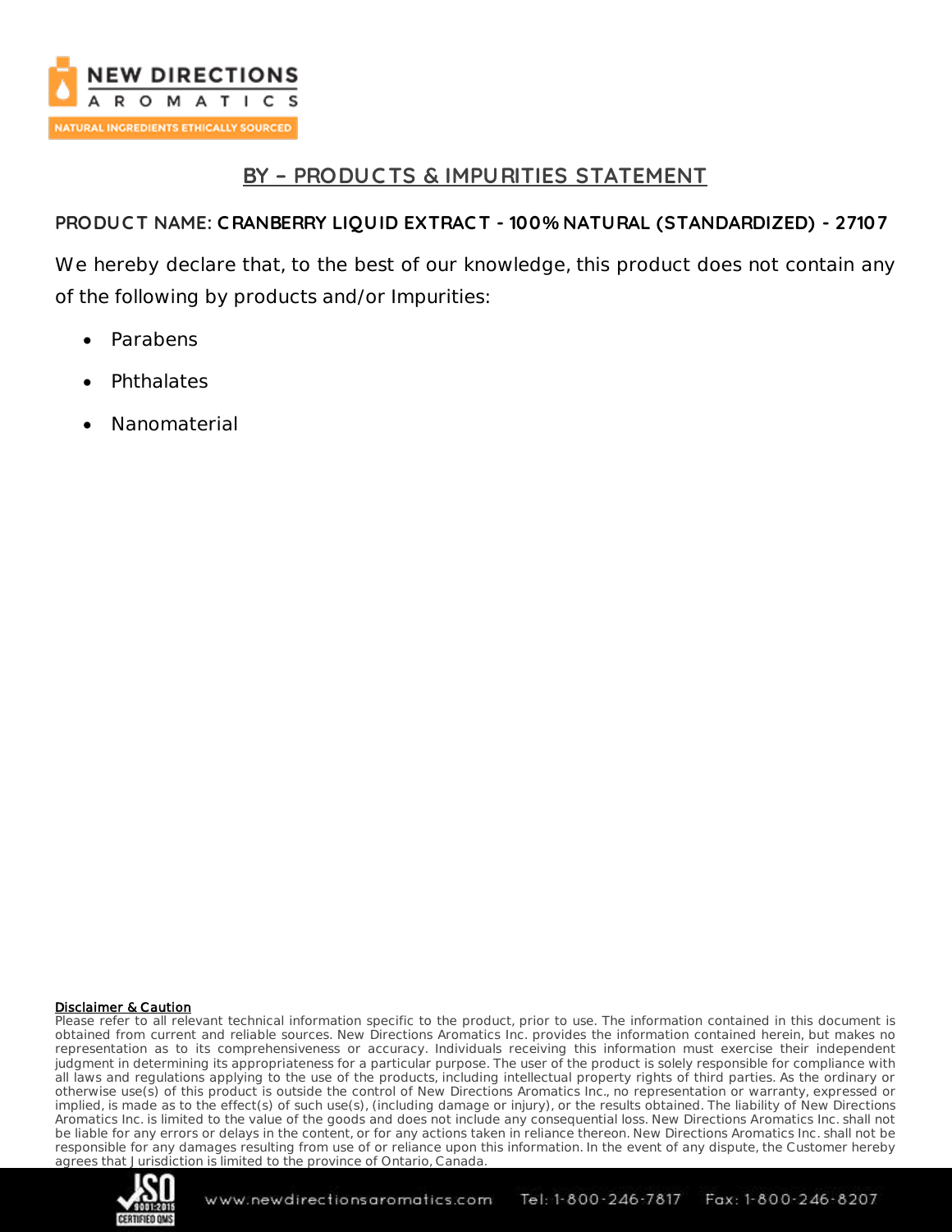# BY – PRODUCTS & IMPURITIES STATEMENT

**PRODUCT NAME: CRANBERRY LIQUID EXTRACT - 100% NATURAL (STANDARDIZED) - 27107**

We hereby declare that, to the best of our knowledge, this product does not contain any of the following by products and/or Impurities:

- Parabens
- Phthalates
- Nanomaterial

**Disclaimer & Caution**

Please refer to all relevant technical information specific to the product, prior to use. The information contained in this document is obtained from current and reliable sources. New Directions Aromatics Inc. provides the information contained herein, but makes no representation as to its comprehensiveness or accuracy. Individuals receiving this information must exercise their independent judgment in determining its appropriateness for a particular purpose. The user of the product is solely responsible for compliance with all laws and regulations applying to the use of the products, including intellectual property rights of third parties. As the ordinary or otherwise use(s) of this product is outside the control of New Directions Aromatics Inc., no representation or warranty, expressed or implied, is made as to the effect(s) of such use(s), (including damage or injury), or the results obtained. The liability of New Directions Aromatics Inc. is limited to the value of the goods and does not include any consequential loss. New Directions Aromatics Inc. shall not be liable for any errors or delays in the content, or for any actions taken in reliance thereon. New Directions Aromatics Inc. shall not be responsible for any damages resulting from use of or reliance upon this information. In the event of any dispute, the Customer hereby agrees that Jurisdiction is limited to the province of Ontario, Canada.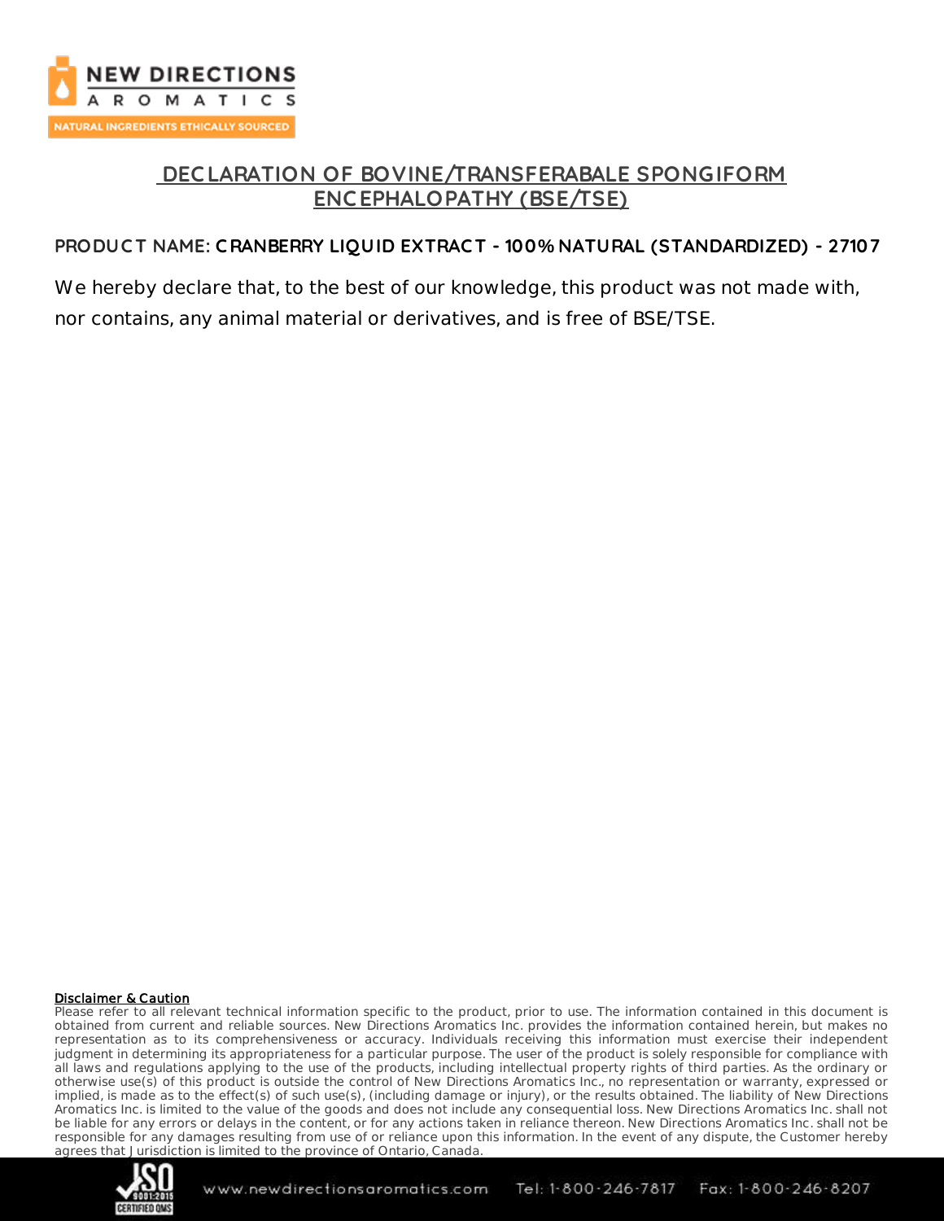# DECLARATION OF BOVINE/TRANSFERABALE SPONGIFORM ENCEPHALOPATHY (BSE/TSE)

**PRODUCT NAME: CRANBERRY LIQUID EXTRACT - 100% NATURAL (STANDARDIZED) - 27107**

We hereby declare that, to the best of our knowledge, this product was not made with, nor contains, any animal material or derivatives, and is free of BSE/TSE.

**Disclaimer & Caution**

Please refer to all relevant technical information specific to the product, prior to use. The information contained in this document is obtained from current and reliable sources. New Directions Aromatics Inc. provides the information contained herein, but makes no representation as to its comprehensiveness or accuracy. Individuals receiving this information must exercise their independent judgment in determining its appropriateness for a particular purpose. The user of the product is solely responsible for compliance with all laws and regulations applying to the use of the products, including intellectual property rights of third parties. As the ordinary or otherwise use(s) of this product is outside the control of New Directions Aromatics Inc., no representation or warranty, expressed or implied, is made as to the effect(s) of such use(s), (including damage or injury), or the results obtained. The liability of New Directions Aromatics Inc. is limited to the value of the goods and does not include any consequential loss. New Directions Aromatics Inc. shall not be liable for any errors or delays in the content, or for any actions taken in reliance thereon. New Directions Aromatics Inc. shall not be responsible for any damages resulting from use of or reliance upon this information. In the event of any dispute, the Customer hereby agrees that Jurisdiction is limited to the province of Ontario, Canada.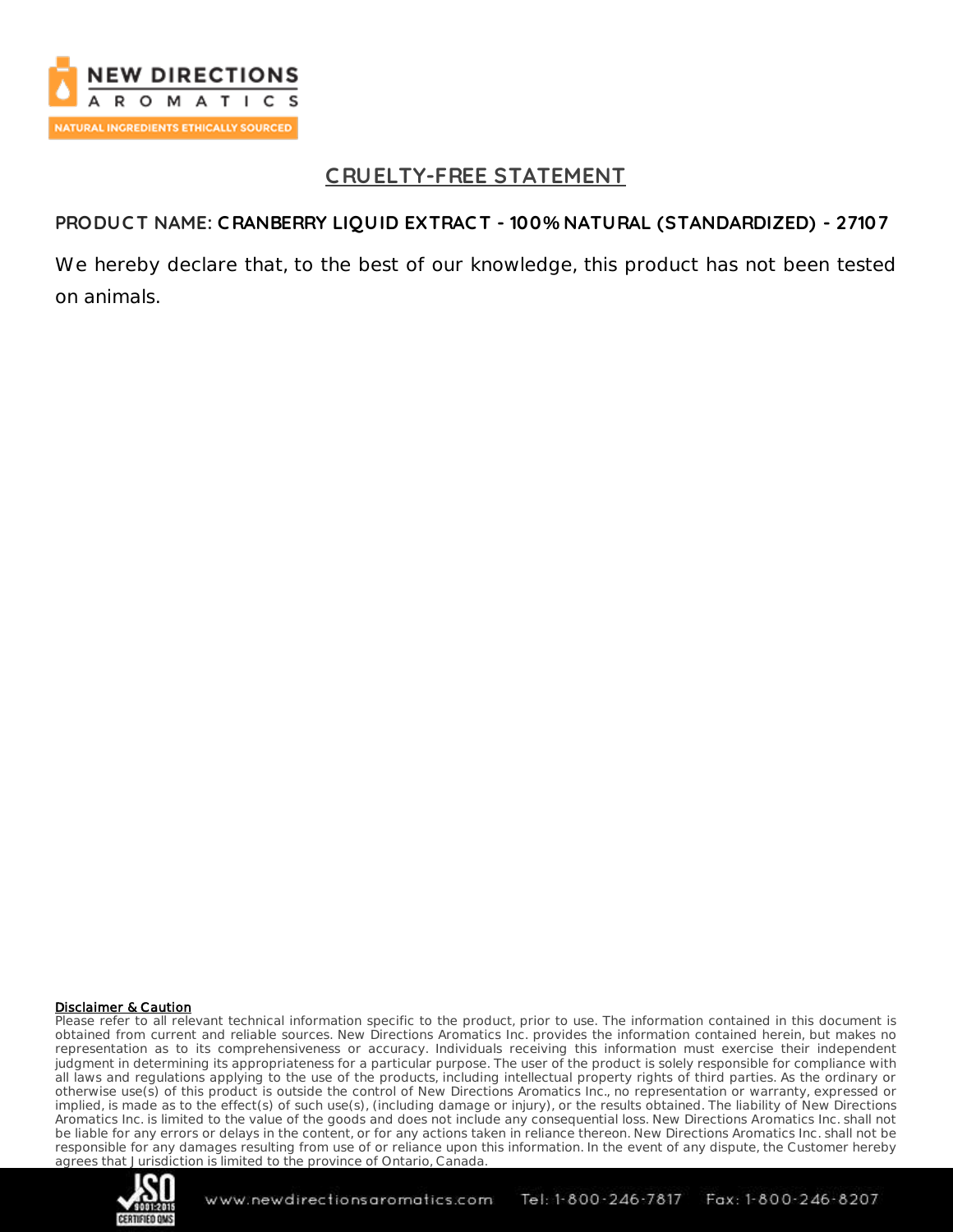# CRUELTY-FREE STATEMENT

**PRODUCT NAME: CRANBERRY LIQUID EXTRACT - 100% NATURAL (STANDARDIZED) - 27107**

We hereby declare that, to the best of our knowledge, this product has not been tested on animals.

**Disclaimer & Caution**

Please refer to all relevant technical information specific to the product, prior to use. The information contained in this document is obtained from current and reliable sources. New Directions Aromatics Inc. provides the information contained herein, but makes no representation as to its comprehensiveness or accuracy. Individuals receiving this information must exercise their independent judgment in determining its appropriateness for a particular purpose. The user of the product is solely responsible for compliance with all laws and regulations applying to the use of the products, including intellectual property rights of third parties. As the ordinary or otherwise use(s) of this product is outside the control of New Directions Aromatics Inc., no representation or warranty, expressed or implied, is made as to the effect(s) of such use(s), (including damage or injury), or the results obtained. The liability of New Directions Aromatics Inc. is limited to the value of the goods and does not include any consequential loss. New Directions Aromatics Inc. shall not be liable for any errors or delays in the content, or for any actions taken in reliance thereon. New Directions Aromatics Inc. shall not be responsible for any damages resulting from use of or reliance upon this information. In the event of any dispute, the Customer hereby agrees that Jurisdiction is limited to the province of Ontario, Canada.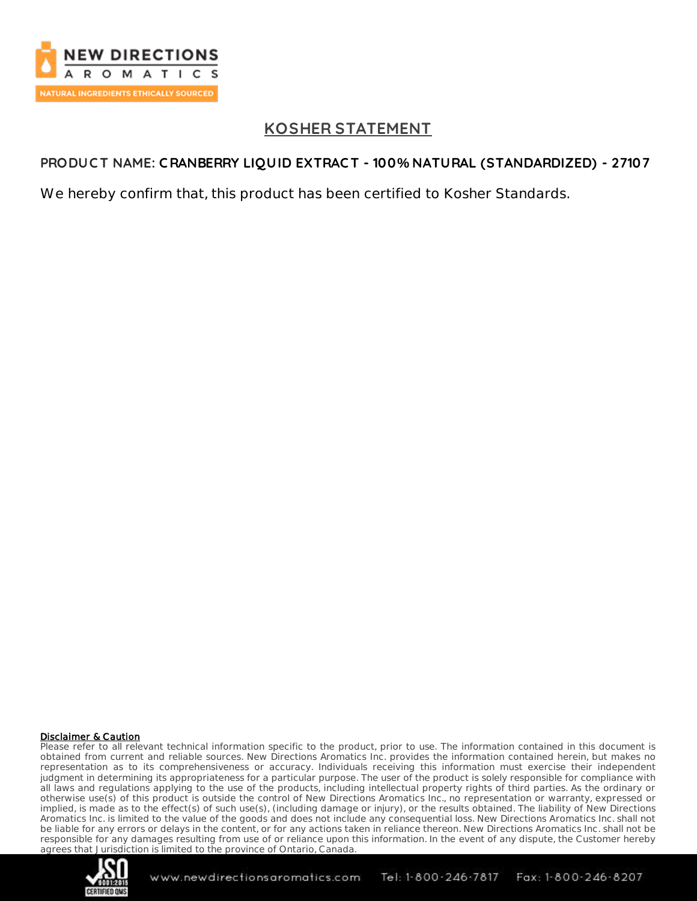# KOSHER STATEMENT

**PRODUCT NAME: CRANBERRY LIQUID EXTRACT - 100% NATURAL (STANDARDIZED) - 27107**

We hereby confirm that, this product has been certified to Kosher Standards.

**Disclaimer & Caution**

Please refer to all relevant technical information specific to the product, prior to use. The information contained in this document is obtained from current and reliable sources. New Directions Aromatics Inc. provides the information contained herein, but makes no representation as to its comprehensiveness or accuracy. Individuals receiving this information must exercise their independent judgment in determining its appropriateness for a particular purpose. The user of the product is solely responsible for compliance with all laws and regulations applying to the use of the products, including intellectual property rights of third parties. As the ordinary or otherwise use(s) of this product is outside the control of New Directions Aromatics Inc., no representation or warranty, expressed or implied, is made as to the effect(s) of such use(s), (including damage or injury), or the results obtained. The liability of New Directions Aromatics Inc. is limited to the value of the goods and does not include any consequential loss. New Directions Aromatics Inc. shall not be liable for any errors or delays in the content, or for any actions taken in reliance thereon. New Directions Aromatics Inc. shall not be responsible for any damages resulting from use of or reliance upon this information. In the event of any dispute, the Customer hereby agrees that Jurisdiction is limited to the province of Ontario, Canada.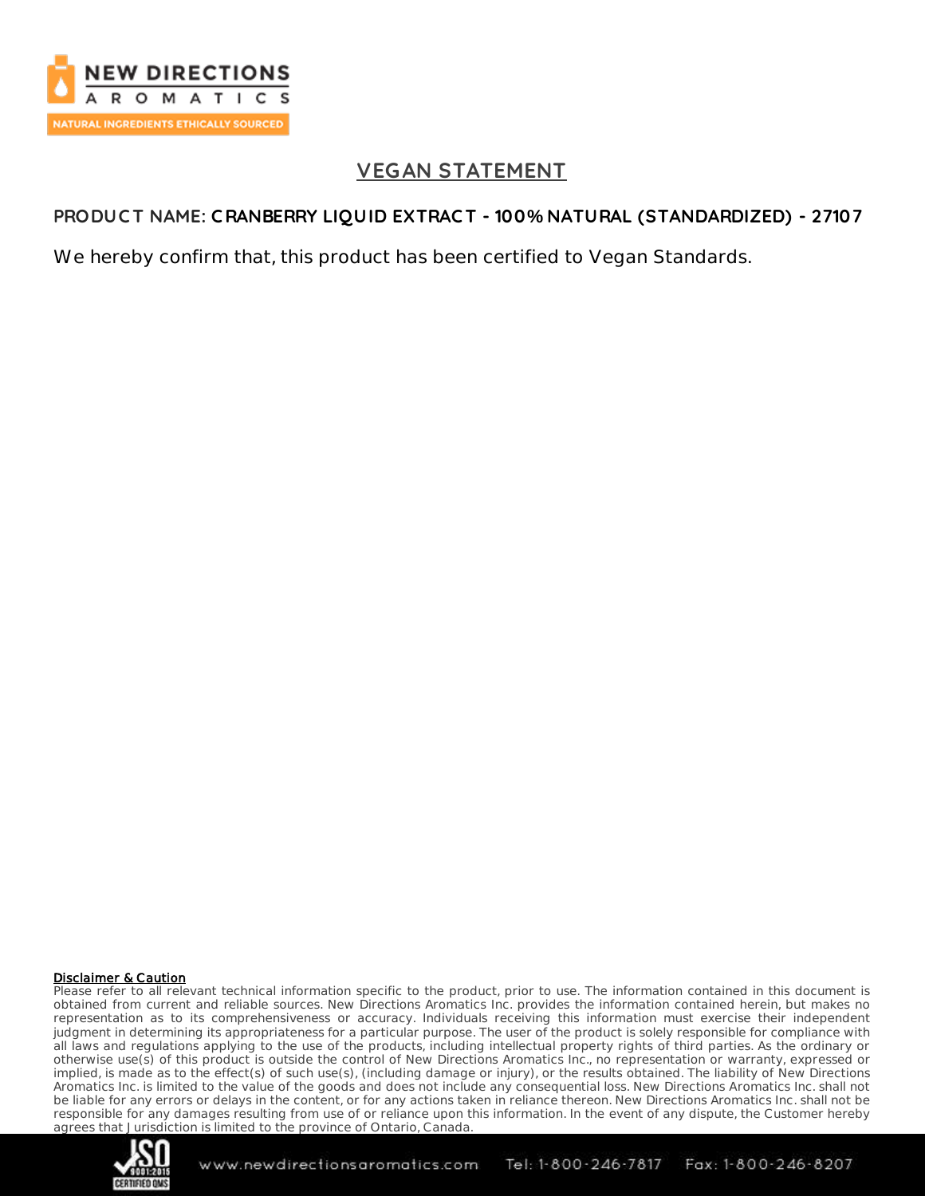# VEGAN STATEMENT

**PRODUCT NAME: CRANBERRY LIQUID EXTRACT - 100% NATURAL (STANDARDIZED) - 27107**

We hereby confirm that, this product has been certified to Vegan Standards.

**Disclaimer & Caution**

Please refer to all relevant technical information specific to the product, prior to use. The information contained in this document is obtained from current and reliable sources. New Directions Aromatics Inc. provides the information contained herein, but makes no representation as to its comprehensiveness or accuracy. Individuals receiving this information must exercise their independent judgment in determining its appropriateness for a particular purpose. The user of the product is solely responsible for compliance with all laws and regulations applying to the use of the products, including intellectual property rights of third parties. As the ordinary or otherwise use(s) of this product is outside the control of New Directions Aromatics Inc., no representation or warranty, expressed or implied, is made as to the effect(s) of such use(s), (including damage or injury), or the results obtained. The liability of New Directions Aromatics Inc. is limited to the value of the goods and does not include any consequential loss. New Directions Aromatics Inc. shall not be liable for any errors or delays in the content, or for any actions taken in reliance thereon. New Directions Aromatics Inc. shall not be responsible for any damages resulting from use of or reliance upon this information. In the event of any dispute, the Customer hereby agrees that Jurisdiction is limited to the province of Ontario, Canada.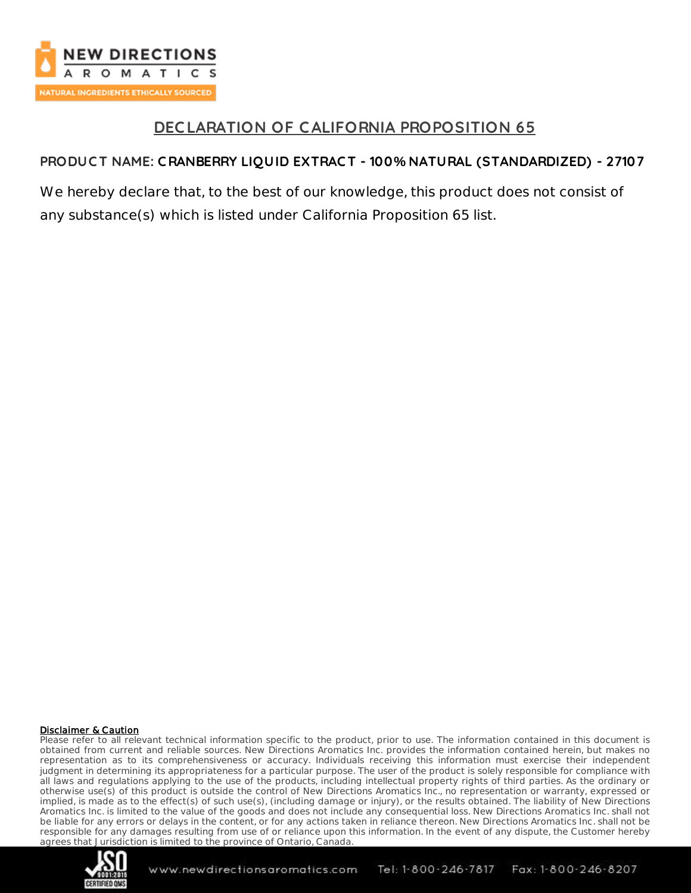## DECLARATION OF CALIFORNIA PROPOSITION 65

**PRODUCT NAME: CRANBERRY LIQUID EXTRACT - 100% NATURAL (STANDARDIZED) - 27107**

We hereby declare that, to the best of our knowledge, this product does not consist of any substance(s) which is listed under California Proposition 65 list.

**Disclaimer & Caution**

Please refer to all relevant technical information specific to the product, prior to use. The information contained in this document is obtained from current and reliable sources. New Directions Aromatics Inc. provides the information contained herein, but makes no representation as to its comprehensiveness or accuracy. Individuals receiving this information must exercise their independent judgment in determining its appropriateness for a particular purpose. The user of the product is solely responsible for compliance with all laws and regulations applying to the use of the products, including intellectual property rights of third parties. As the ordinary or otherwise use(s) of this product is outside the control of New Directions Aromatics Inc., no representation or warranty, expressed or implied, is made as to the effect(s) of such use(s), (including damage or injury), or the results obtained. The liability of New Directions Aromatics Inc. is limited to the value of the goods and does not include any consequential loss. New Directions Aromatics Inc. shall not be liable for any errors or delays in the content, or for any actions taken in reliance thereon. New Directions Aromatics Inc. shall not be responsible for any damages resulting from use of or reliance upon this information. In the event of any dispute, the Customer hereby agrees that Jurisdiction is limited to the province of Ontario, Canada.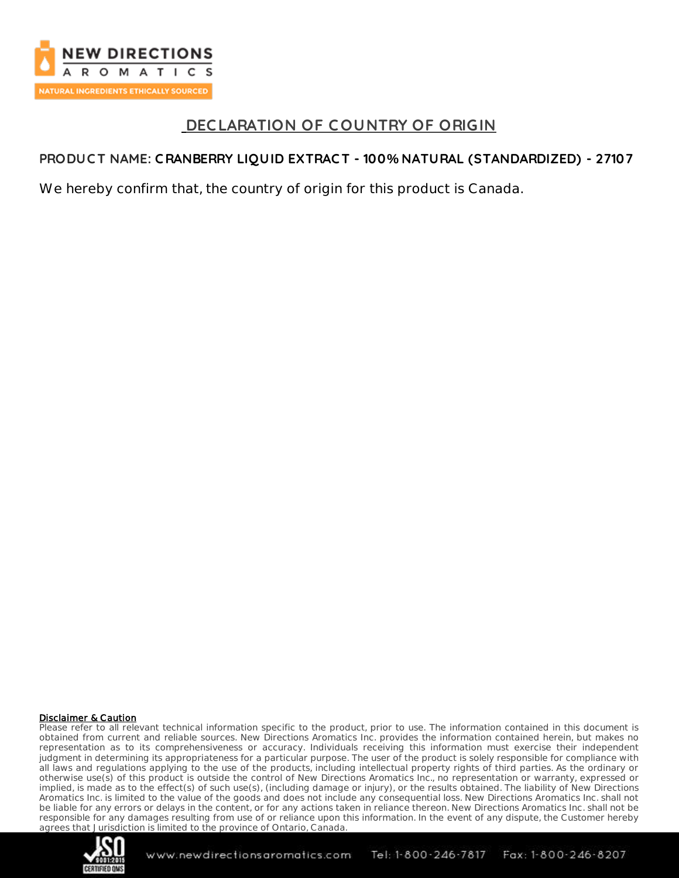## DECLARATION OF COUNTRY OF ORIGIN

**PRODUCT NAME: CRANBERRY LIQUID EXTRACT - 100% NATURAL (STANDARDIZED) - 27107**

We hereby confirm that, the country of origin for this product is Canada.

**Disclaimer & Caution**

Please refer to all relevant technical information specific to the product, prior to use. The information contained in this document is obtained from current and reliable sources. New Directions Aromatics Inc. provides the information contained herein, but makes no representation as to its comprehensiveness or accuracy. Individuals receiving this information must exercise their independent judgment in determining its appropriateness for a particular purpose. The user of the product is solely responsible for compliance with all laws and regulations applying to the use of the products, including intellectual property rights of third parties. As the ordinary or otherwise use(s) of this product is outside the control of New Directions Aromatics Inc., no representation or warranty, expressed or implied, is made as to the effect(s) of such use(s), (including damage or injury), or the results obtained. The liability of New Directions Aromatics Inc. is limited to the value of the goods and does not include any consequential loss. New Directions Aromatics Inc. shall not be liable for any errors or delays in the content, or for any actions taken in reliance thereon. New Directions Aromatics Inc. shall not be responsible for any damages resulting from use of or reliance upon this information. In the event of any dispute, the Customer hereby agrees that Jurisdiction is limited to the province of Ontario, Canada.